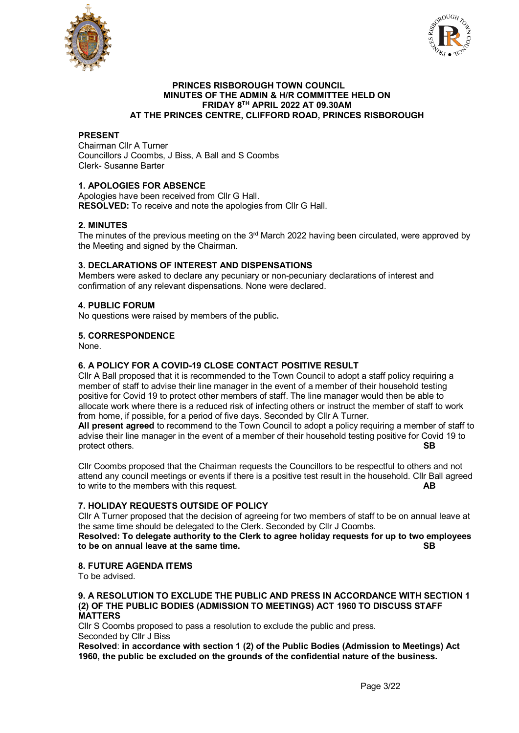**PRINCES RISBOROUGH TOWN COUNCIL**
**MINUTES OF THE ADMIN & H/R COMMITTEE HELD ON**
**FRIDAY 8TH APRIL 2022 AT 09.30AM**
**AT THE PRINCES CENTRE, CLIFFORD ROAD, PRINCES RISBOROUGH**

**PRESENT**
Chairman Cllr A Turner
Councillors J Coombs, J Biss, A Ball and S Coombs
Clerk- Susanne Barter

**1. APOLOGIES FOR ABSENCE**
Apologies have been received from Cllr G Hall.
**RESOLVED:** To receive and note the apologies from Cllr G Hall.

**2. MINUTES**
The minutes of the previous meeting on the 3rd March 2022 having been circulated, were approved by the Meeting and signed by the Chairman.

**3. DECLARATIONS OF INTEREST AND DISPENSATIONS**
Members were asked to declare any pecuniary or non-pecuniary declarations of interest and confirmation of any relevant dispensations. None were declared.

**4. PUBLIC FORUM**
No questions were raised by members of the public**.**

**5. CORRESPONDENCE**
None.

**6. A POLICY FOR A COVID-19 CLOSE CONTACT POSITIVE RESULT**
Cllr A Ball proposed that it is recommended to the Town Council to adopt a staff policy requiring a member of staff to advise their line manager in the event of a member of their household testing positive for Covid 19 to protect other members of staff. The line manager would then be able to allocate work where there is a reduced risk of infecting others or instruct the member of staff to work from home, if possible, for a period of five days. Seconded by Cllr A Turner.
**All present agreed** to recommend to the Town Council to adopt a policy requiring a member of staff to advise their line manager in the event of a member of their household testing positive for Covid 19 to protect others. **SB**

Cllr Coombs proposed that the Chairman requests the Councillors to be respectful to others and not attend any council meetings or events if there is a positive test result in the household. Cllr Ball agreed to write to the members with this request. **AB**

**7. HOLIDAY REQUESTS OUTSIDE OF POLICY**
Cllr A Turner proposed that the decision of agreeing for two members of staff to be on annual leave at the same time should be delegated to the Clerk. Seconded by Cllr J Coombs.
**Resolved: To delegate authority to the Clerk to agree holiday requests for up to two employees to be on annual leave at the same time. SB**

**8. FUTURE AGENDA ITEMS**
To be advised.

**9. A RESOLUTION TO EXCLUDE THE PUBLIC AND PRESS IN ACCORDANCE WITH SECTION 1 (2) OF THE PUBLIC BODIES (ADMISSION TO MEETINGS) ACT 1960 TO DISCUSS STAFF MATTERS**
Cllr S Coombs proposed to pass a resolution to exclude the public and press.
Seconded by Cllr J Biss
**Resolved**: **in accordance with section 1 (2) of the Public Bodies (Admission to Meetings) Act 1960, the public be excluded on the grounds of the confidential nature of the business.**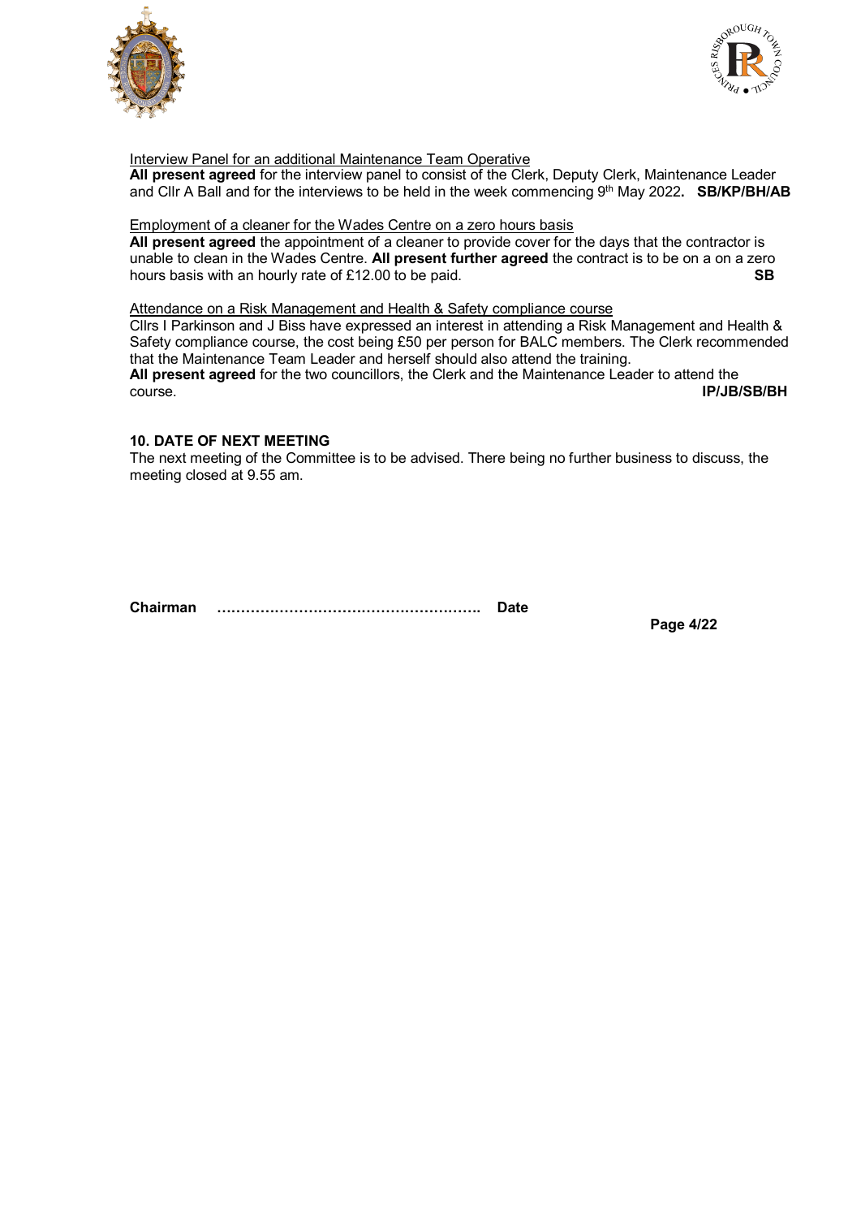Interview Panel for an additional Maintenance Team Operative

**All present agreed** for the interview panel to consist of the Clerk, Deputy Clerk, Maintenance Leader and Cllr A Ball and for the interviews to be held in the week commencing 9th May 2022**. SB/KP/BH/AB**

Employment of a cleaner for the Wades Centre on a zero hours basis

**All present agreed** the appointment of a cleaner to provide cover for the days that the contractor is unable to clean in the Wades Centre. **All present further agreed** the contract is to be on a on a zero hours basis with an hourly rate of £12.00 to be paid. **SB**

Attendance on a Risk Management and Health & Safety compliance course

Cllrs I Parkinson and J Biss have expressed an interest in attending a Risk Management and Health & Safety compliance course, the cost being £50 per person for BALC members. The Clerk recommended that the Maintenance Team Leader and herself should also attend the training.

**All present agreed** for the two councillors, the Clerk and the Maintenance Leader to attend the course. **IP/JB/SB/BH**

## 10. DATE OF NEXT MEETING

The next meeting of the Committee is to be advised. There being no further business to discuss, the meeting closed at 9.55 am.

**Chairman ………………………………………………. Date**